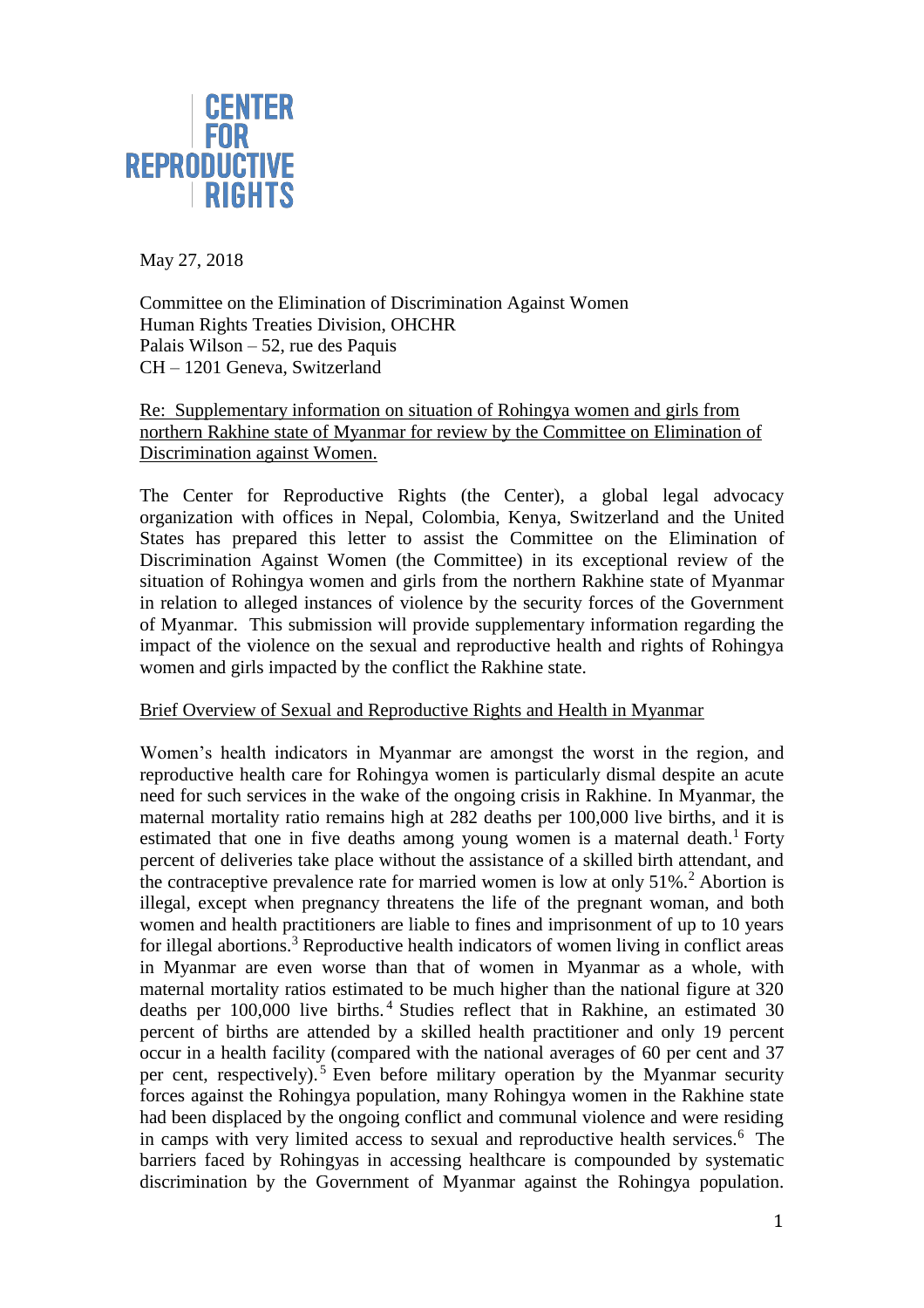CENTER FOR REPRODUCTIVE RIGHTS

May 27, 2018

Committee on the Elimination of Discrimination Against Women
Human Rights Treaties Division, OHCHR
Palais Wilson – 52, rue des Paquis
CH – 1201 Geneva, Switzerland

Re: Supplementary information on situation of Rohingya women and girls from northern Rakhine state of Myanmar for review by the Committee on Elimination of Discrimination against Women.

The Center for Reproductive Rights (the Center), a global legal advocacy organization with offices in Nepal, Colombia, Kenya, Switzerland and the United States has prepared this letter to assist the Committee on the Elimination of Discrimination Against Women (the Committee) in its exceptional review of the situation of Rohingya women and girls from the northern Rakhine state of Myanmar in relation to alleged instances of violence by the security forces of the Government of Myanmar. This submission will provide supplementary information regarding the impact of the violence on the sexual and reproductive health and rights of Rohingya women and girls impacted by the conflict the Rakhine state.

Brief Overview of Sexual and Reproductive Rights and Health in Myanmar

Women's health indicators in Myanmar are amongst the worst in the region, and reproductive health care for Rohingya women is particularly dismal despite an acute need for such services in the wake of the ongoing crisis in Rakhine. In Myanmar, the maternal mortality ratio remains high at 282 deaths per 100,000 live births, and it is estimated that one in five deaths among young women is a maternal death.[1] Forty percent of deliveries take place without the assistance of a skilled birth attendant, and the contraceptive prevalence rate for married women is low at only 51%.[2] Abortion is illegal, except when pregnancy threatens the life of the pregnant woman, and both women and health practitioners are liable to fines and imprisonment of up to 10 years for illegal abortions.[3] Reproductive health indicators of women living in conflict areas in Myanmar are even worse than that of women in Myanmar as a whole, with maternal mortality ratios estimated to be much higher than the national figure at 320 deaths per 100,000 live births.[4] Studies reflect that in Rakhine, an estimated 30 percent of births are attended by a skilled health practitioner and only 19 percent occur in a health facility (compared with the national averages of 60 per cent and 37 per cent, respectively).[5] Even before military operation by the Myanmar security forces against the Rohingya population, many Rohingya women in the Rakhine state had been displaced by the ongoing conflict and communal violence and were residing in camps with very limited access to sexual and reproductive health services.[6] The barriers faced by Rohingyas in accessing healthcare is compounded by systematic discrimination by the Government of Myanmar against the Rohingya population.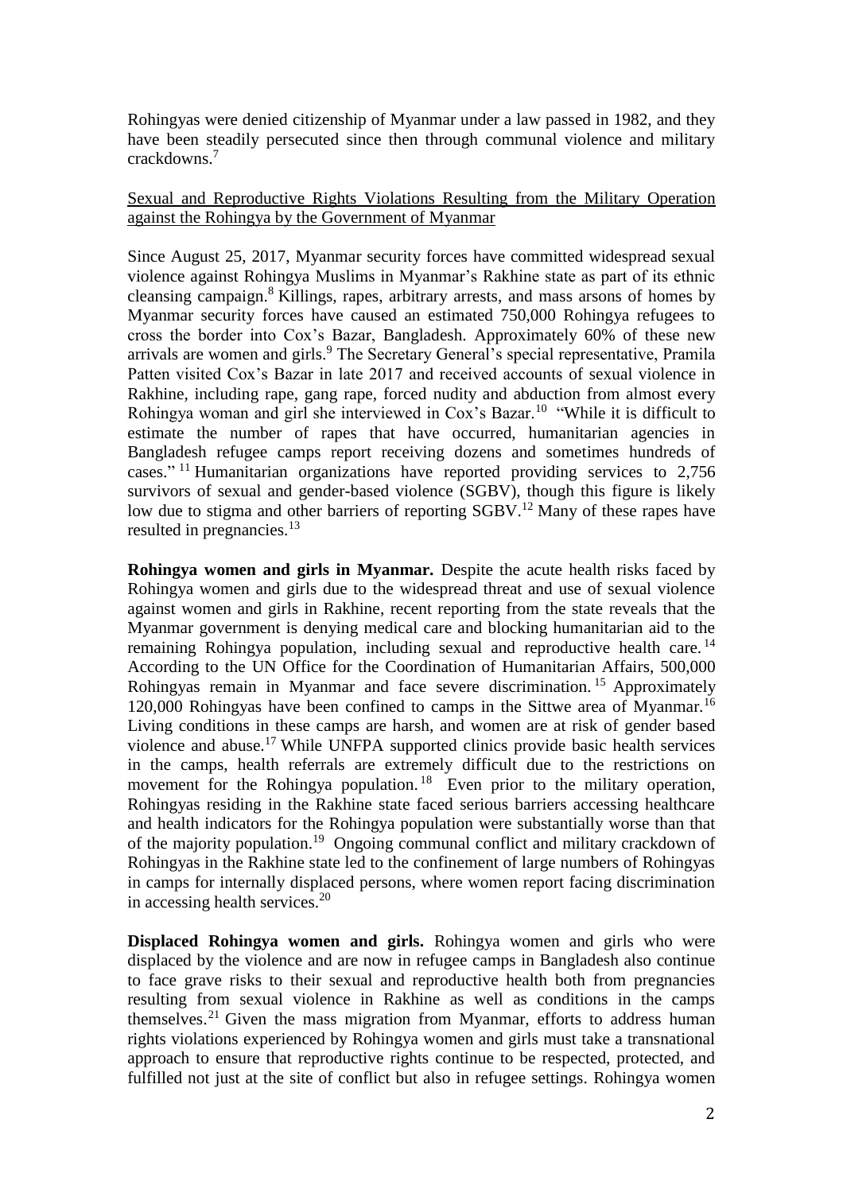Rohingyas were denied citizenship of Myanmar under a law passed in 1982, and they have been steadily persecuted since then through communal violence and military crackdowns.[7]

Sexual and Reproductive Rights Violations Resulting from the Military Operation against the Rohingya by the Government of Myanmar

Since August 25, 2017, Myanmar security forces have committed widespread sexual violence against Rohingya Muslims in Myanmar's Rakhine state as part of its ethnic cleansing campaign.[8] Killings, rapes, arbitrary arrests, and mass arsons of homes by Myanmar security forces have caused an estimated 750,000 Rohingya refugees to cross the border into Cox's Bazar, Bangladesh. Approximately 60% of these new arrivals are women and girls.[9] The Secretary General's special representative, Pramila Patten visited Cox's Bazar in late 2017 and received accounts of sexual violence in Rakhine, including rape, gang rape, forced nudity and abduction from almost every Rohingya woman and girl she interviewed in Cox's Bazar.[10] "While it is difficult to estimate the number of rapes that have occurred, humanitarian agencies in Bangladesh refugee camps report receiving dozens and sometimes hundreds of cases."[11] Humanitarian organizations have reported providing services to 2,756 survivors of sexual and gender-based violence (SGBV), though this figure is likely low due to stigma and other barriers of reporting SGBV.[12] Many of these rapes have resulted in pregnancies.[13]

**Rohingya women and girls in Myanmar.** Despite the acute health risks faced by Rohingya women and girls due to the widespread threat and use of sexual violence against women and girls in Rakhine, recent reporting from the state reveals that the Myanmar government is denying medical care and blocking humanitarian aid to the remaining Rohingya population, including sexual and reproductive health care.[14] According to the UN Office for the Coordination of Humanitarian Affairs, 500,000 Rohingyas remain in Myanmar and face severe discrimination.[15] Approximately 120,000 Rohingyas have been confined to camps in the Sittwe area of Myanmar.[16] Living conditions in these camps are harsh, and women are at risk of gender based violence and abuse.[17] While UNFPA supported clinics provide basic health services in the camps, health referrals are extremely difficult due to the restrictions on movement for the Rohingya population.[18] Even prior to the military operation, Rohingyas residing in the Rakhine state faced serious barriers accessing healthcare and health indicators for the Rohingya population were substantially worse than that of the majority population.[19] Ongoing communal conflict and military crackdown of Rohingyas in the Rakhine state led to the confinement of large numbers of Rohingyas in camps for internally displaced persons, where women report facing discrimination in accessing health services.[20]

**Displaced Rohingya women and girls.** Rohingya women and girls who were displaced by the violence and are now in refugee camps in Bangladesh also continue to face grave risks to their sexual and reproductive health both from pregnancies resulting from sexual violence in Rakhine as well as conditions in the camps themselves.[21] Given the mass migration from Myanmar, efforts to address human rights violations experienced by Rohingya women and girls must take a transnational approach to ensure that reproductive rights continue to be respected, protected, and fulfilled not just at the site of conflict but also in refugee settings. Rohingya women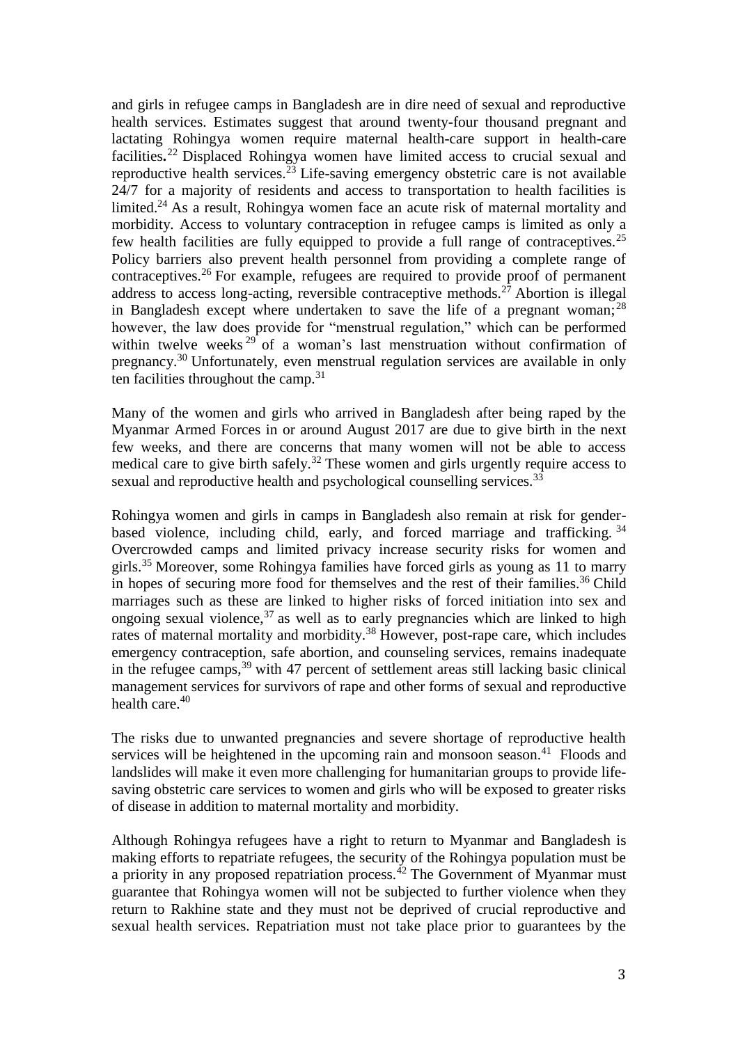and girls in refugee camps in Bangladesh are in dire need of sexual and reproductive health services. Estimates suggest that around twenty-four thousand pregnant and lactating Rohingya women require maternal health-care support in health-care facilities.[22] Displaced Rohingya women have limited access to crucial sexual and reproductive health services.[23] Life-saving emergency obstetric care is not available 24/7 for a majority of residents and access to transportation to health facilities is limited.[24] As a result, Rohingya women face an acute risk of maternal mortality and morbidity. Access to voluntary contraception in refugee camps is limited as only a few health facilities are fully equipped to provide a full range of contraceptives.[25] Policy barriers also prevent health personnel from providing a complete range of contraceptives.[26] For example, refugees are required to provide proof of permanent address to access long-acting, reversible contraceptive methods.[27] Abortion is illegal in Bangladesh except where undertaken to save the life of a pregnant woman;[28] however, the law does provide for "menstrual regulation," which can be performed within twelve weeks[29] of a woman's last menstruation without confirmation of pregnancy.[30] Unfortunately, even menstrual regulation services are available in only ten facilities throughout the camp.[31]

Many of the women and girls who arrived in Bangladesh after being raped by the Myanmar Armed Forces in or around August 2017 are due to give birth in the next few weeks, and there are concerns that many women will not be able to access medical care to give birth safely.[32] These women and girls urgently require access to sexual and reproductive health and psychological counselling services.[33]

Rohingya women and girls in camps in Bangladesh also remain at risk for gender-based violence, including child, early, and forced marriage and trafficking.[34] Overcrowded camps and limited privacy increase security risks for women and girls.[35] Moreover, some Rohingya families have forced girls as young as 11 to marry in hopes of securing more food for themselves and the rest of their families.[36] Child marriages such as these are linked to higher risks of forced initiation into sex and ongoing sexual violence,[37] as well as to early pregnancies which are linked to high rates of maternal mortality and morbidity.[38] However, post-rape care, which includes emergency contraception, safe abortion, and counseling services, remains inadequate in the refugee camps,[39] with 47 percent of settlement areas still lacking basic clinical management services for survivors of rape and other forms of sexual and reproductive health care.[40]

The risks due to unwanted pregnancies and severe shortage of reproductive health services will be heightened in the upcoming rain and monsoon season.[41] Floods and landslides will make it even more challenging for humanitarian groups to provide life-saving obstetric care services to women and girls who will be exposed to greater risks of disease in addition to maternal mortality and morbidity.

Although Rohingya refugees have a right to return to Myanmar and Bangladesh is making efforts to repatriate refugees, the security of the Rohingya population must be a priority in any proposed repatriation process.[42] The Government of Myanmar must guarantee that Rohingya women will not be subjected to further violence when they return to Rakhine state and they must not be deprived of crucial reproductive and sexual health services. Repatriation must not take place prior to guarantees by the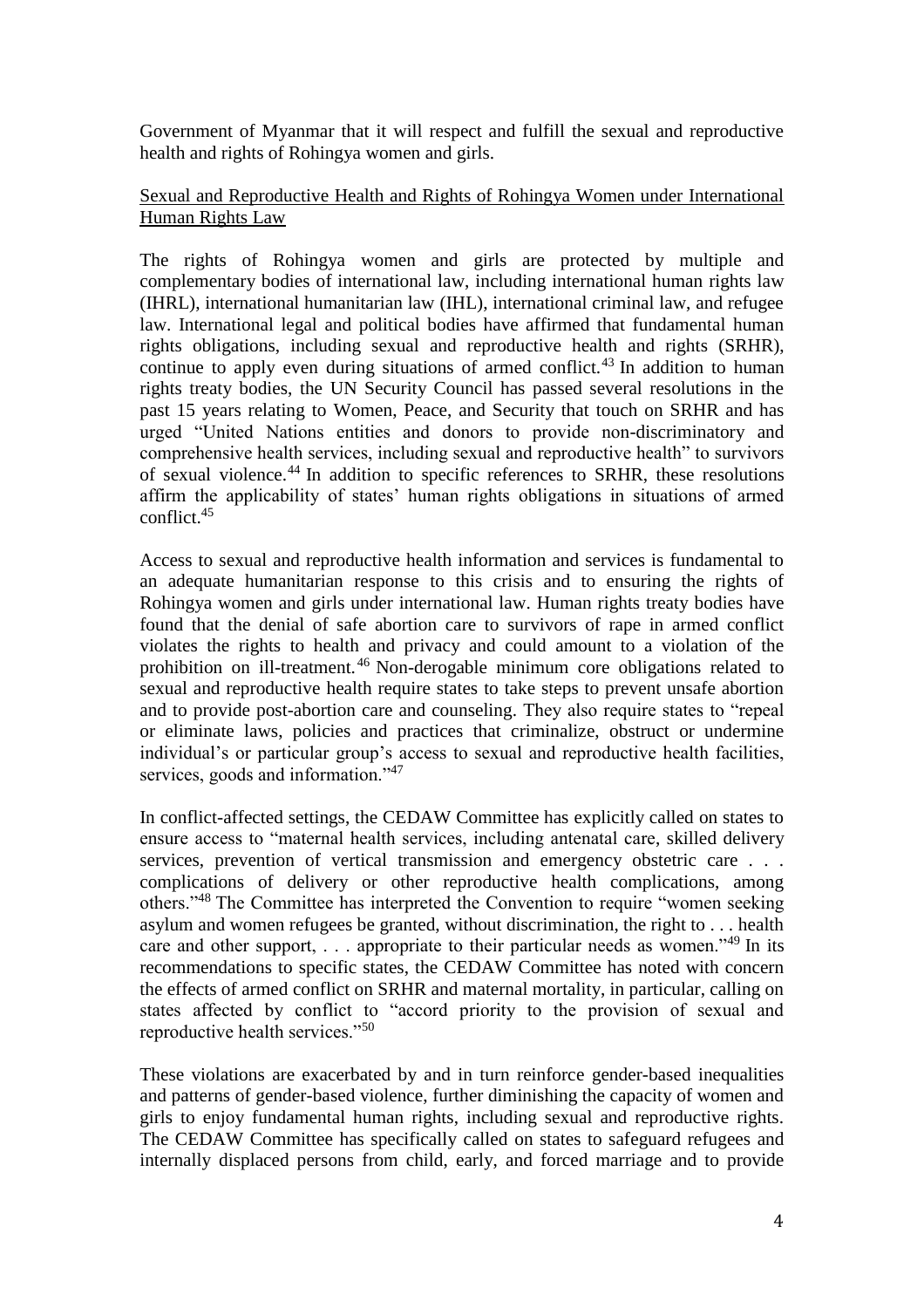Government of Myanmar that it will respect and fulfill the sexual and reproductive health and rights of Rohingya women and girls.

<u>Sexual and Reproductive Health and Rights of Rohingya Women under International Human Rights Law</u>

The rights of Rohingya women and girls are protected by multiple and complementary bodies of international law, including international human rights law (IHRL), international humanitarian law (IHL), international criminal law, and refugee law. International legal and political bodies have affirmed that fundamental human rights obligations, including sexual and reproductive health and rights (SRHR), continue to apply even during situations of armed conflict.[43] In addition to human rights treaty bodies, the UN Security Council has passed several resolutions in the past 15 years relating to Women, Peace, and Security that touch on SRHR and has urged "United Nations entities and donors to provide non-discriminatory and comprehensive health services, including sexual and reproductive health" to survivors of sexual violence.[44] In addition to specific references to SRHR, these resolutions affirm the applicability of states' human rights obligations in situations of armed conflict.[45]

Access to sexual and reproductive health information and services is fundamental to an adequate humanitarian response to this crisis and to ensuring the rights of Rohingya women and girls under international law. Human rights treaty bodies have found that the denial of safe abortion care to survivors of rape in armed conflict violates the rights to health and privacy and could amount to a violation of the prohibition on ill-treatment.[46] Non-derogable minimum core obligations related to sexual and reproductive health require states to take steps to prevent unsafe abortion and to provide post-abortion care and counseling. They also require states to "repeal or eliminate laws, policies and practices that criminalize, obstruct or undermine individual's or particular group's access to sexual and reproductive health facilities, services, goods and information."[47]

In conflict-affected settings, the CEDAW Committee has explicitly called on states to ensure access to "maternal health services, including antenatal care, skilled delivery services, prevention of vertical transmission and emergency obstetric care . . . complications of delivery or other reproductive health complications, among others."[48] The Committee has interpreted the Convention to require "women seeking asylum and women refugees be granted, without discrimination, the right to . . . health care and other support, . . . appropriate to their particular needs as women."[49] In its recommendations to specific states, the CEDAW Committee has noted with concern the effects of armed conflict on SRHR and maternal mortality, in particular, calling on states affected by conflict to "accord priority to the provision of sexual and reproductive health services."[50]

These violations are exacerbated by and in turn reinforce gender-based inequalities and patterns of gender-based violence, further diminishing the capacity of women and girls to enjoy fundamental human rights, including sexual and reproductive rights. The CEDAW Committee has specifically called on states to safeguard refugees and internally displaced persons from child, early, and forced marriage and to provide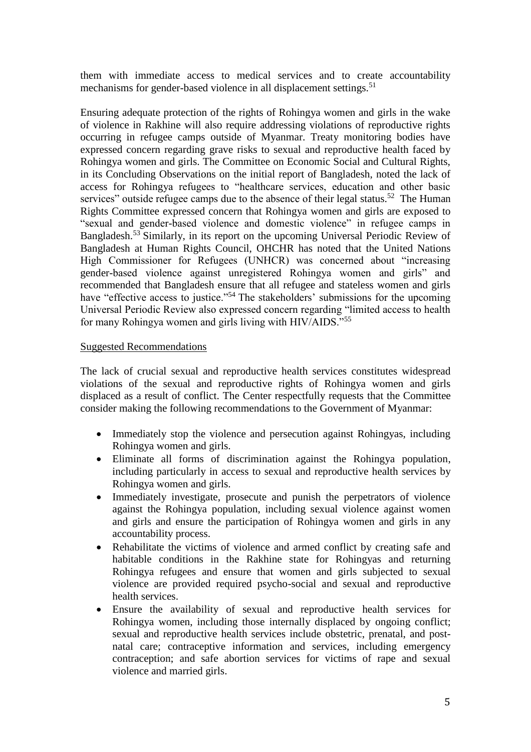them with immediate access to medical services and to create accountability mechanisms for gender-based violence in all displacement settings.[51]

Ensuring adequate protection of the rights of Rohingya women and girls in the wake of violence in Rakhine will also require addressing violations of reproductive rights occurring in refugee camps outside of Myanmar. Treaty monitoring bodies have expressed concern regarding grave risks to sexual and reproductive health faced by Rohingya women and girls. The Committee on Economic Social and Cultural Rights, in its Concluding Observations on the initial report of Bangladesh, noted the lack of access for Rohingya refugees to "healthcare services, education and other basic services" outside refugee camps due to the absence of their legal status.[52] The Human Rights Committee expressed concern that Rohingya women and girls are exposed to "sexual and gender-based violence and domestic violence" in refugee camps in Bangladesh.[53] Similarly, in its report on the upcoming Universal Periodic Review of Bangladesh at Human Rights Council, OHCHR has noted that the United Nations High Commissioner for Refugees (UNHCR) was concerned about "increasing gender-based violence against unregistered Rohingya women and girls" and recommended that Bangladesh ensure that all refugee and stateless women and girls have "effective access to justice."[54] The stakeholders' submissions for the upcoming Universal Periodic Review also expressed concern regarding "limited access to health for many Rohingya women and girls living with HIV/AIDS."[55]

Suggested Recommendations

The lack of crucial sexual and reproductive health services constitutes widespread violations of the sexual and reproductive rights of Rohingya women and girls displaced as a result of conflict. The Center respectfully requests that the Committee consider making the following recommendations to the Government of Myanmar:

- Immediately stop the violence and persecution against Rohingyas, including Rohingya women and girls.
- Eliminate all forms of discrimination against the Rohingya population, including particularly in access to sexual and reproductive health services by Rohingya women and girls.
- Immediately investigate, prosecute and punish the perpetrators of violence against the Rohingya population, including sexual violence against women and girls and ensure the participation of Rohingya women and girls in any accountability process.
- Rehabilitate the victims of violence and armed conflict by creating safe and habitable conditions in the Rakhine state for Rohingyas and returning Rohingya refugees and ensure that women and girls subjected to sexual violence are provided required psycho-social and sexual and reproductive health services.
- Ensure the availability of sexual and reproductive health services for Rohingya women, including those internally displaced by ongoing conflict; sexual and reproductive health services include obstetric, prenatal, and post-natal care; contraceptive information and services, including emergency contraception; and safe abortion services for victims of rape and sexual violence and married girls.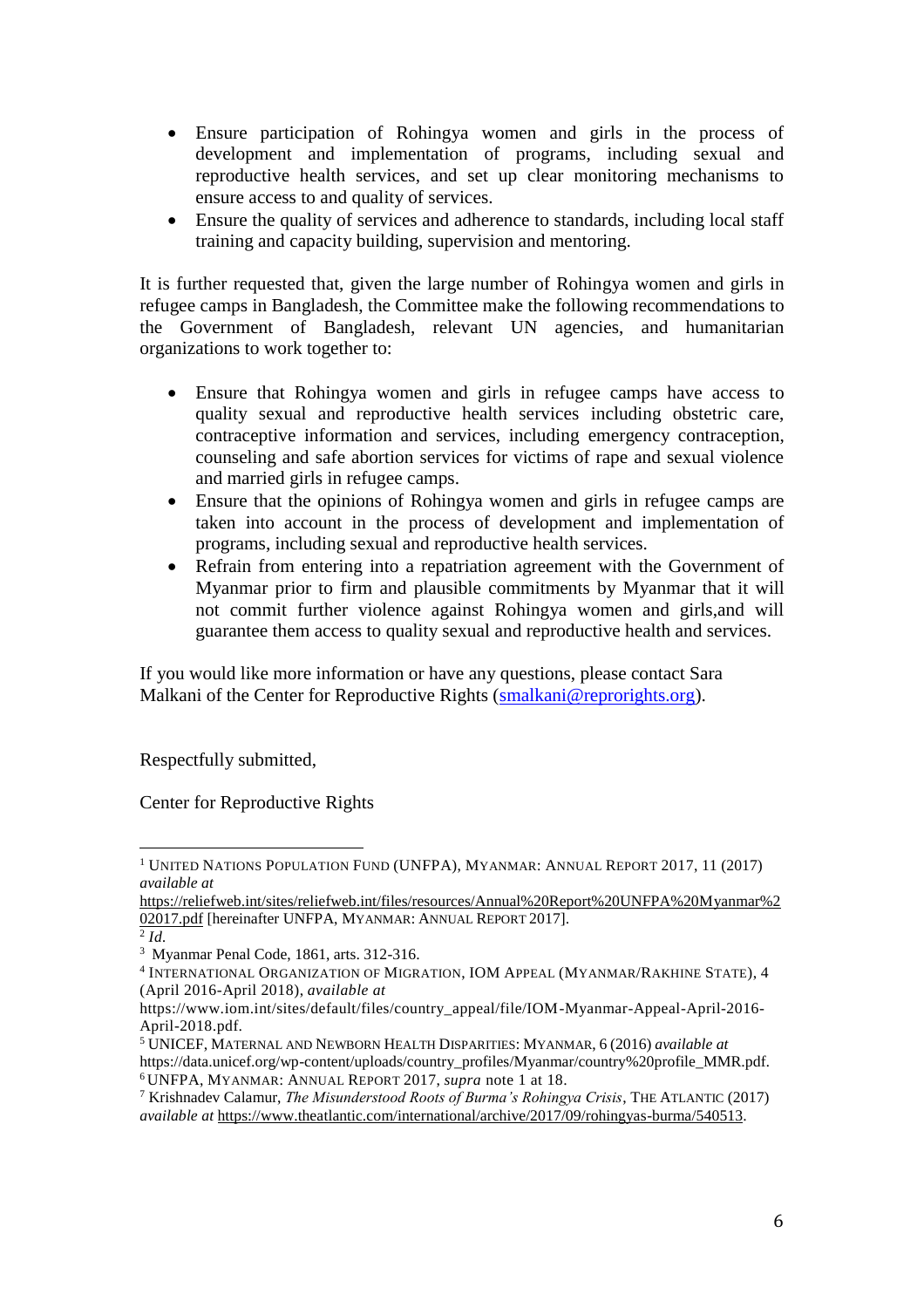- Ensure participation of Rohingya women and girls in the process of development and implementation of programs, including sexual and reproductive health services, and set up clear monitoring mechanisms to ensure access to and quality of services.
- Ensure the quality of services and adherence to standards, including local staff training and capacity building, supervision and mentoring.

It is further requested that, given the large number of Rohingya women and girls in refugee camps in Bangladesh, the Committee make the following recommendations to the Government of Bangladesh, relevant UN agencies, and humanitarian organizations to work together to:

- Ensure that Rohingya women and girls in refugee camps have access to quality sexual and reproductive health services including obstetric care, contraceptive information and services, including emergency contraception, counseling and safe abortion services for victims of rape and sexual violence and married girls in refugee camps.
- Ensure that the opinions of Rohingya women and girls in refugee camps are taken into account in the process of development and implementation of programs, including sexual and reproductive health services.
- Refrain from entering into a repatriation agreement with the Government of Myanmar prior to firm and plausible commitments by Myanmar that it will not commit further violence against Rohingya women and girls,and will guarantee them access to quality sexual and reproductive health and services.

If you would like more information or have any questions, please contact Sara Malkani of the Center for Reproductive Rights (smalkani@reprorights.org).

Respectfully submitted,

Center for Reproductive Rights

---

[1] UNITED NATIONS POPULATION FUND (UNFPA), MYANMAR: ANNUAL REPORT 2017, 11 (2017) *available at* https://reliefweb.int/sites/reliefweb.int/files/resources/Annual%20Report%20UNFPA%20Myanmar%202017.pdf [hereinafter UNFPA, MYANMAR: ANNUAL REPORT 2017].

[2] *Id.*

[3] Myanmar Penal Code, 1861, arts. 312-316.

[4] INTERNATIONAL ORGANIZATION OF MIGRATION, IOM APPEAL (MYANMAR/RAKHINE STATE), 4 (April 2016-April 2018), *available at* https://www.iom.int/sites/default/files/country_appeal/file/IOM-Myanmar-Appeal-April-2016-April-2018.pdf.

[5] UNICEF, MATERNAL AND NEWBORN HEALTH DISPARITIES: MYANMAR, 6 (2016) *available at* https://data.unicef.org/wp-content/uploads/country_profiles/Myanmar/country%20profile_MMR.pdf.

[6] UNFPA, MYANMAR: ANNUAL REPORT 2017, *supra* note 1 at 18.

[7] Krishnadev Calamur, *The Misunderstood Roots of Burma's Rohingya Crisis*, THE ATLANTIC (2017) *available at* https://www.theatlantic.com/international/archive/2017/09/rohingyas-burma/540513.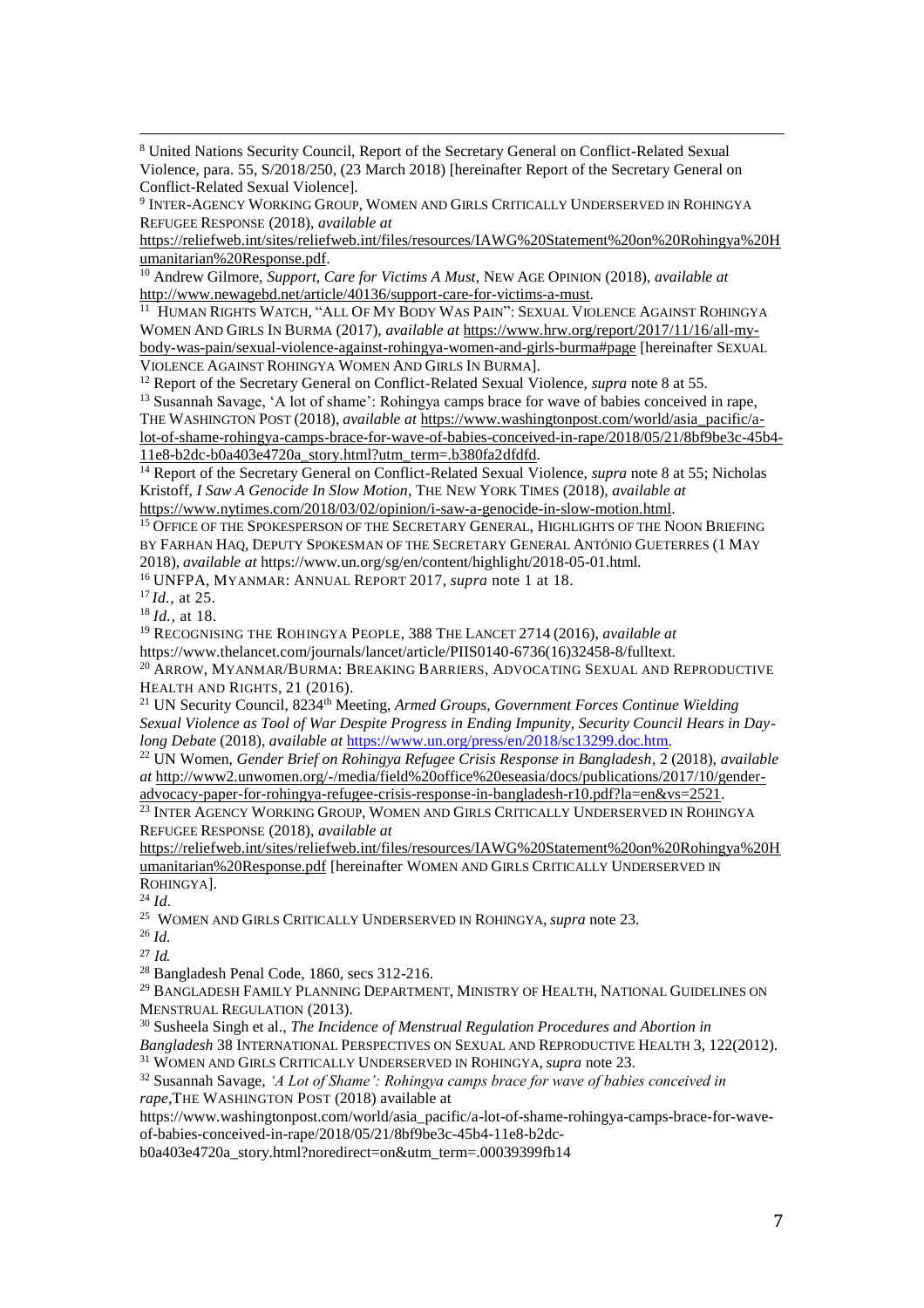[8] United Nations Security Council, Report of the Secretary General on Conflict-Related Sexual Violence, para. 55, S/2018/250, (23 March 2018) [hereinafter Report of the Secretary General on Conflict-Related Sexual Violence].

[9] INTER-AGENCY WORKING GROUP, WOMEN AND GIRLS CRITICALLY UNDERSERVED IN ROHINGYA REFUGEE RESPONSE (2018), *available at* https://reliefweb.int/sites/reliefweb.int/files/resources/IAWG%20Statement%20on%20Rohingya%20Humanitarian%20Response.pdf.

[10] Andrew Gilmore, *Support, Care for Victims A Must*, NEW AGE OPINION (2018), *available at* http://www.newagebd.net/article/40136/support-care-for-victims-a-must.

[11] HUMAN RIGHTS WATCH, "ALL OF MY BODY WAS PAIN": SEXUAL VIOLENCE AGAINST ROHINGYA WOMEN AND GIRLS IN BURMA (2017), *available at* https://www.hrw.org/report/2017/11/16/all-my-body-was-pain/sexual-violence-against-rohingya-women-and-girls-burma#page [hereinafter SEXUAL VIOLENCE AGAINST ROHINGYA WOMEN AND GIRLS IN BURMA].

[12] Report of the Secretary General on Conflict-Related Sexual Violence, *supra* note 8 at 55.

[13] Susannah Savage, 'A lot of shame': Rohingya camps brace for wave of babies conceived in rape, THE WASHINGTON POST (2018), *available at* https://www.washingtonpost.com/world/asia_pacific/a-lot-of-shame-rohingya-camps-brace-for-wave-of-babies-conceived-in-rape/2018/05/21/8bf9be3c-45b4-11e8-b2dc-b0a403e4720a_story.html?utm_term=.b380fa2dfdfd.

[14] Report of the Secretary General on Conflict-Related Sexual Violence, *supra* note 8 at 55; Nicholas Kristoff, *I Saw A Genocide In Slow Motion*, THE NEW YORK TIMES (2018), *available at* https://www.nytimes.com/2018/03/02/opinion/i-saw-a-genocide-in-slow-motion.html.

[15] OFFICE OF THE SPOKESPERSON OF THE SECRETARY GENERAL, HIGHLIGHTS OF THE NOON BRIEFING BY FARHAN HAQ, DEPUTY SPOKESMAN OF THE SECRETARY GENERAL ANTÓNIO GUETERRES (1 MAY 2018), *available at* https://www.un.org/sg/en/content/highlight/2018-05-01.html.

[16] UNFPA, MYANMAR: ANNUAL REPORT 2017, *supra* note 1 at 18.

[17] *Id.,* at 25.

[18] *Id.,* at 18.

[19] RECOGNISING THE ROHINGYA PEOPLE, 388 THE LANCET 2714 (2016), *available at* https://www.thelancet.com/journals/lancet/article/PIIS0140-6736(16)32458-8/fulltext.

[20] ARROW, MYANMAR/BURMA: BREAKING BARRIERS, ADVOCATING SEXUAL AND REPRODUCTIVE HEALTH AND RIGHTS, 21 (2016).

[21] UN Security Council, 8234th Meeting, *Armed Groups, Government Forces Continue Wielding Sexual Violence as Tool of War Despite Progress in Ending Impunity, Security Council Hears in Day-long Debate* (2018), *available at* https://www.un.org/press/en/2018/sc13299.doc.htm.

[22] UN Women, *Gender Brief on Rohingya Refugee Crisis Response in Bangladesh*, 2 (2018), *available at* http://www2.unwomen.org/-/media/field%20office%20eseasia/docs/publications/2017/10/gender-advocacy-paper-for-rohingya-refugee-crisis-response-in-bangladesh-r10.pdf?la=en&vs=2521.

[23] INTER AGENCY WORKING GROUP, WOMEN AND GIRLS CRITICALLY UNDERSERVED IN ROHINGYA REFUGEE RESPONSE (2018), *available at* https://reliefweb.int/sites/reliefweb.int/files/resources/IAWG%20Statement%20on%20Rohingya%20Humanitarian%20Response.pdf [hereinafter WOMEN AND GIRLS CRITICALLY UNDERSERVED IN ROHINGYA].

[24] *Id.*

[25] WOMEN AND GIRLS CRITICALLY UNDERSERVED IN ROHINGYA, *supra* note 23.

[26] *Id.*

[27] *Id.*

[28] Bangladesh Penal Code, 1860, secs 312-216.

[29] BANGLADESH FAMILY PLANNING DEPARTMENT, MINISTRY OF HEALTH, NATIONAL GUIDELINES ON MENSTRUAL REGULATION (2013).

[30] Susheela Singh et al., *The Incidence of Menstrual Regulation Procedures and Abortion in Bangladesh* 38 INTERNATIONAL PERSPECTIVES ON SEXUAL AND REPRODUCTIVE HEALTH 3, 122(2012).

[31] WOMEN AND GIRLS CRITICALLY UNDERSERVED IN ROHINGYA, *supra* note 23.

[32] Susannah Savage, *'A Lot of Shame': Rohingya camps brace for wave of babies conceived in rape*, THE WASHINGTON POST (2018) available at https://www.washingtonpost.com/world/asia_pacific/a-lot-of-shame-rohingya-camps-brace-for-wave-of-babies-conceived-in-rape/2018/05/21/8bf9be3c-45b4-11e8-b2dc-b0a403e4720a_story.html?noredirect=on&utm_term=.00039399fb14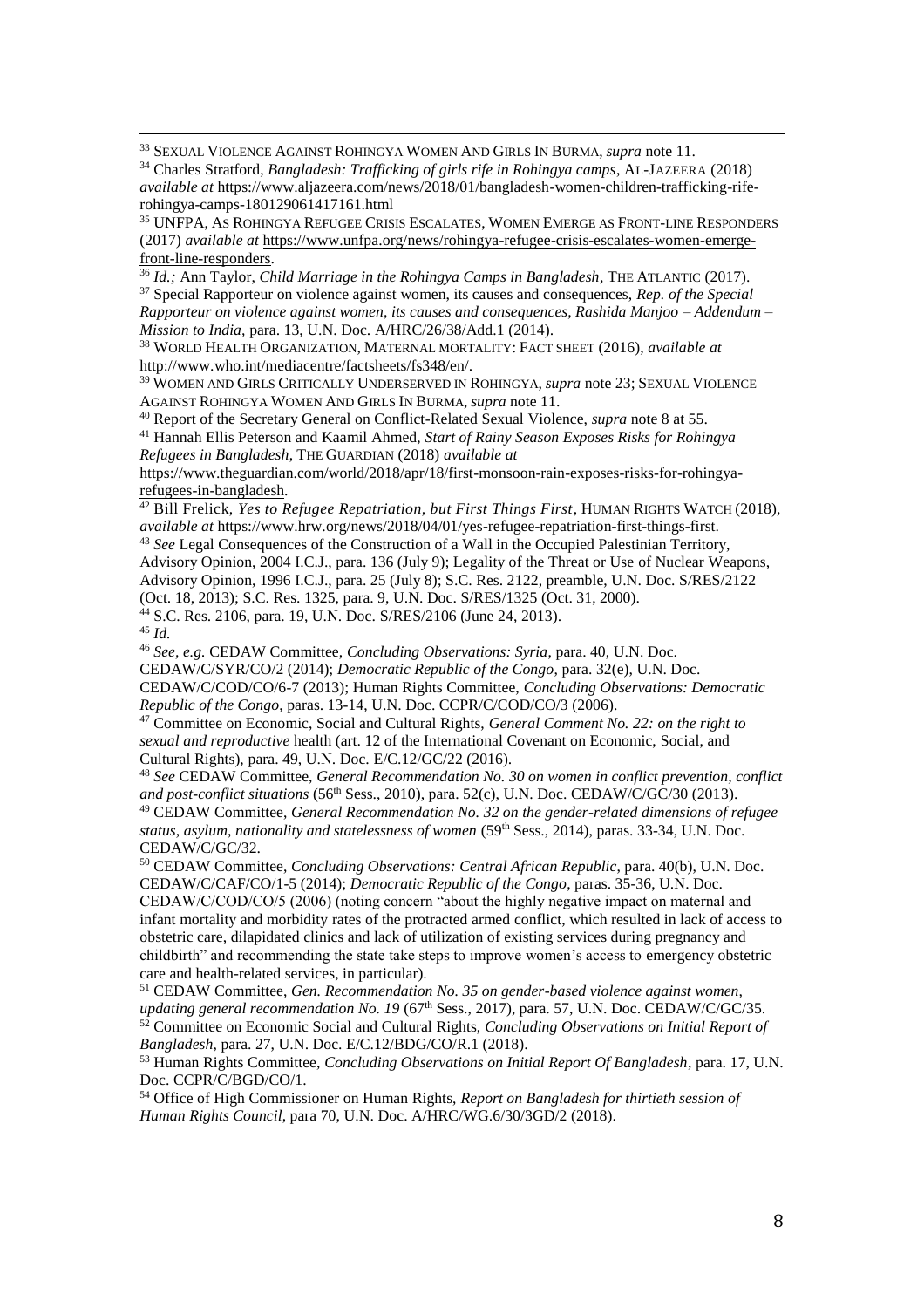[33] Sexual Violence Against Rohingya Women And Girls In Burma, *supra* note 11.

[34] Charles Stratford, *Bangladesh: Trafficking of girls rife in Rohingya camps*, Al-Jazeera (2018) *available at* https://www.aljazeera.com/news/2018/01/bangladesh-women-children-trafficking-rife-rohingya-camps-180129061417161.html

[35] UNFPA, As Rohingya Refugee Crisis Escalates, Women Emerge as Front-line Responders (2017) *available at* https://www.unfpa.org/news/rohingya-refugee-crisis-escalates-women-emerge-front-line-responders.

[36] *Id.;* Ann Taylor, *Child Marriage in the Rohingya Camps in Bangladesh*, The Atlantic (2017).

[37] Special Rapporteur on violence against women, its causes and consequences, *Rep. of the Special Rapporteur on violence against women, its causes and consequences, Rashida Manjoo – Addendum – Mission to India,* para. 13, U.N. Doc. A/HRC/26/38/Add.1 (2014).

[38] World Health Organization, Maternal mortality: Fact sheet (2016), *available at* http://www.who.int/mediacentre/factsheets/fs348/en/.

[39] Women and Girls Critically Underserved in Rohingya, *supra* note 23; Sexual Violence Against Rohingya Women And Girls In Burma, *supra* note 11.

[40] Report of the Secretary General on Conflict-Related Sexual Violence, *supra* note 8 at 55.

[41] Hannah Ellis Peterson and Kaamil Ahmed, *Start of Rainy Season Exposes Risks for Rohingya Refugees in Bangladesh*, The Guardian (2018) *available at* https://www.theguardian.com/world/2018/apr/18/first-monsoon-rain-exposes-risks-for-rohingya-refugees-in-bangladesh.

[42] Bill Frelick, *Yes to Refugee Repatriation, but First Things First*, Human Rights Watch (2018), *available at* https://www.hrw.org/news/2018/04/01/yes-refugee-repatriation-first-things-first.

[43] *See* Legal Consequences of the Construction of a Wall in the Occupied Palestinian Territory, Advisory Opinion, 2004 I.C.J., para. 136 (July 9); Legality of the Threat or Use of Nuclear Weapons, Advisory Opinion, 1996 I.C.J., para. 25 (July 8); S.C. Res. 2122, preamble, U.N. Doc. S/RES/2122 (Oct. 18, 2013); S.C. Res. 1325, para. 9, U.N. Doc. S/RES/1325 (Oct. 31, 2000).

[44] S.C. Res. 2106, para. 19, U.N. Doc. S/RES/2106 (June 24, 2013).

[45] *Id.*

[46] *See, e.g.* CEDAW Committee, *Concluding Observations: Syria*, para. 40, U.N. Doc. CEDAW/C/SYR/CO/2 (2014); *Democratic Republic of the Congo*, para. 32(e), U.N. Doc. CEDAW/C/COD/CO/6-7 (2013); Human Rights Committee, *Concluding Observations: Democratic Republic of the Congo*, paras. 13-14, U.N. Doc. CCPR/C/COD/CO/3 (2006).

[47] Committee on Economic, Social and Cultural Rights, *General Comment No. 22: on the right to sexual and reproductive* health (art. 12 of the International Covenant on Economic, Social, and Cultural Rights), para. 49, U.N. Doc. E/C.12/GC/22 (2016).

[48] *See* CEDAW Committee, *General Recommendation No. 30 on women in conflict prevention, conflict and post-conflict situations* (56th Sess., 2010), para. 52(c), U.N. Doc. CEDAW/C/GC/30 (2013).

[49] CEDAW Committee, *General Recommendation No. 32 on the gender-related dimensions of refugee status, asylum, nationality and statelessness of women* (59th Sess., 2014), paras. 33-34, U.N. Doc. CEDAW/C/GC/32.

[50] CEDAW Committee, *Concluding Observations: Central African Republic*, para. 40(b), U.N. Doc. CEDAW/C/CAF/CO/1-5 (2014); *Democratic Republic of the Congo*, paras. 35-36, U.N. Doc. CEDAW/C/COD/CO/5 (2006) (noting concern "about the highly negative impact on maternal and infant mortality and morbidity rates of the protracted armed conflict, which resulted in lack of access to obstetric care, dilapidated clinics and lack of utilization of existing services during pregnancy and childbirth" and recommending the state take steps to improve women's access to emergency obstetric care and health-related services, in particular).

[51] CEDAW Committee, *Gen. Recommendation No. 35 on gender-based violence against women, updating general recommendation No. 19* (67th Sess., 2017), para. 57, U.N. Doc. CEDAW/C/GC/35.

[52] Committee on Economic Social and Cultural Rights, *Concluding Observations on Initial Report of Bangladesh*, para. 27, U.N. Doc. E/C.12/BDG/CO/R.1 (2018).

[53] Human Rights Committee, *Concluding Observations on Initial Report Of Bangladesh*, para. 17, U.N. Doc. CCPR/C/BGD/CO/1.

[54] Office of High Commissioner on Human Rights, *Report on Bangladesh for thirtieth session of Human Rights Council*, para 70, U.N. Doc. A/HRC/WG.6/30/3GD/2 (2018).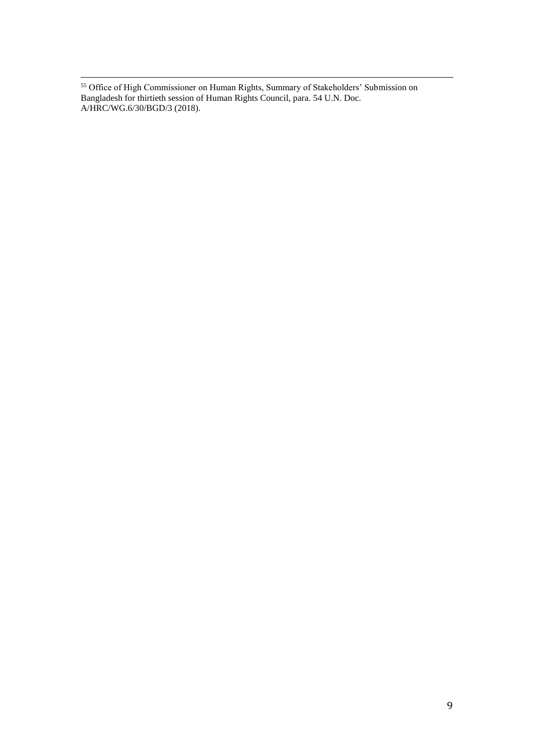[55] Office of High Commissioner on Human Rights, Summary of Stakeholders' Submission on Bangladesh for thirtieth session of Human Rights Council, para. 54 U.N. Doc. A/HRC/WG.6/30/BGD/3 (2018).